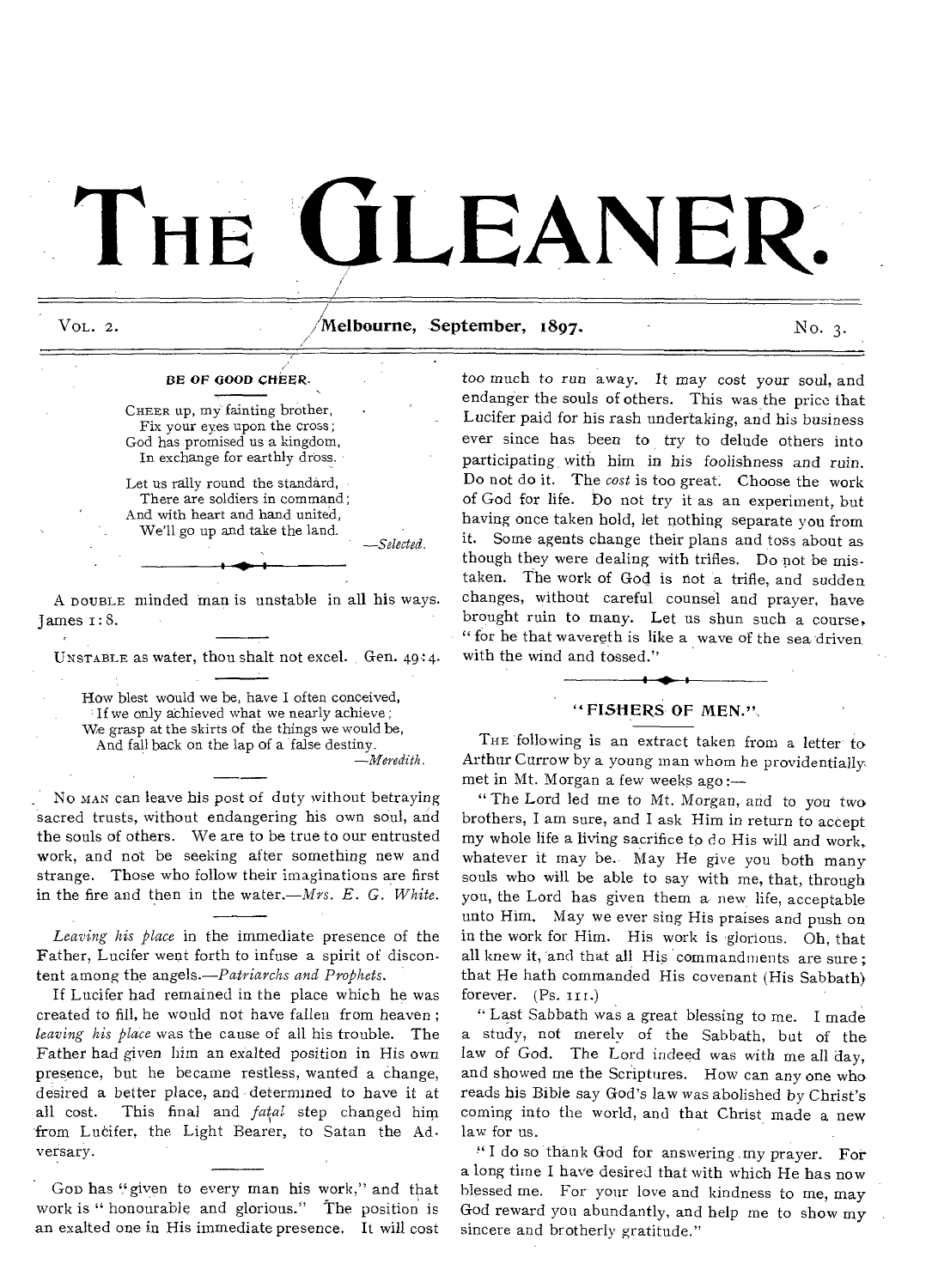# THE GLEANER.

Vol. 2. Melbourne, September, 1897. No. 3.

### BE OF GOOD CHEER.

CHEER up, my fainting brother,
Fix your eyes upon the cross;
God has promised us a kingdom,
In exchange for earthly dross.

Let us rally round the standard,
There are soldiers in command;
And with heart and hand united,
We'll go up and take the land.

—*Selected.*

---

A DOUBLE minded man is unstable in all his ways. James 1:8.

---

UNSTABLE as water, thou shalt not excel. Gen. 49:4.

---

How blest would we be, have I often conceived,
If we only achieved what we nearly achieve;
We grasp at the skirts of the things we would be,
And fall back on the lap of a false destiny.

—*Meredith.*

---

NO MAN can leave his post of duty without betraying sacred trusts, without endangering his own soul, and the souls of others. We are to be true to our entrusted work, and not be seeking after something new and strange. Those who follow their imaginations are first in the fire and then in the water.—*Mrs. E. G. White.*

---

*Leaving his place* in the immediate presence of the Father, Lucifer went forth to infuse a spirit of discontent among the angels.—*Patriarchs and Prophets.*

If Lucifer had remained in the place which he was created to fill, he would not have fallen from heaven; *leaving his place* was the cause of all his trouble. The Father had given him an exalted position in His own presence, but he became restless, wanted a change, desired a better place, and determined to have it at all cost. This final and *fatal* step changed him from Lucifer, the Light Bearer, to Satan the Adversary.

---

GOD has "given to every man his work," and that work is "honourable and glorious." The position is an exalted one in His immediate presence. It will cost too much to run away. It may cost your soul, and endanger the souls of others. This was the price that Lucifer paid for his rash undertaking, and his business ever since has been to try to delude others into participating with him in his foolishness and ruin. Do not do it. The *cost* is too great. Choose the work of God for life. Do not try it as an experiment, but having once taken hold, let nothing separate you from it. Some agents change their plans and toss about as though they were dealing with trifles. Do not be mistaken. The work of God is not a trifle, and sudden changes, without careful counsel and prayer, have brought ruin to many. Let us shun such a course, "for he that wavereth is like a wave of the sea driven with the wind and tossed."

---

### "FISHERS OF MEN."

THE following is an extract taken from a letter to Arthur Currow by a young man whom he providentially met in Mt. Morgan a few weeks ago:—

"The Lord led me to Mt. Morgan, and to you two brothers, I am sure, and I ask Him in return to accept my whole life a living sacrifice to do His will and work, whatever it may be. May He give you both many souls who will be able to say with me, that, through you, the Lord has given them a new life, acceptable unto Him. May we ever sing His praises and push on in the work for Him. His work is glorious. Oh, that all knew it, and that all His commandments are sure; that He hath commanded His covenant (His Sabbath) forever. (Ps. 111.)

"Last Sabbath was a great blessing to me. I made a study, not merely of the Sabbath, but of the law of God. The Lord indeed was with me all day, and showed me the Scriptures. How can any one who reads his Bible say God's law was abolished by Christ's coming into the world, and that Christ made a new law for us.

"I do so thank God for answering my prayer. For a long time I have desired that with which He has now blessed me. For your love and kindness to me, may God reward you abundantly, and help me to show my sincere and brotherly gratitude."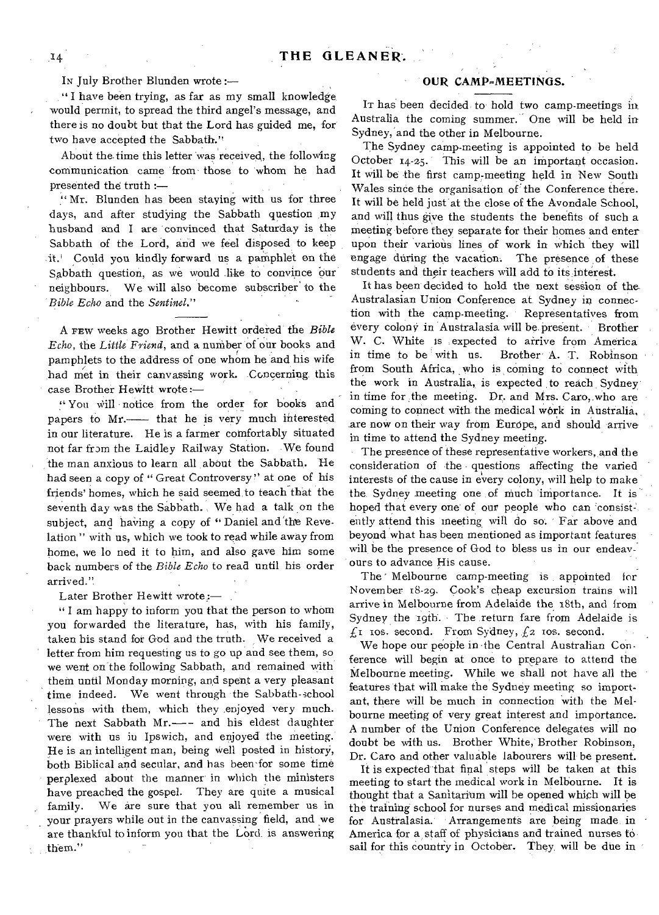In July Brother Blunden wrote :—

"I have been trying, as far as my small knowledge would permit, to spread the third angel's message, and there is no doubt but that the Lord has guided me, for two have accepted the Sabbath."

About the time this letter was received, the following communication came from those to whom he had presented the truth :—

"Mr. Blunden has been staying with us for three days, and after studying the Sabbath question my husband and I are convinced that Saturday is the Sabbath of the Lord, and we feel disposed to keep it. Could you kindly forward us a pamphlet on the Sabbath question, as we would like to convince our neighbours. We will also become subscriber to the *Bible Echo* and the *Sentinel*."

---

A few weeks ago Brother Hewitt ordered the *Bible Echo*, the *Little Friend*, and a number of our books and pamphlets to the address of one whom he and his wife had met in their canvassing work. Concerning this case Brother Hewitt wrote :—

"You will notice from the order for books and papers to Mr.—— that he is very much interested in our literature. He is a farmer comfortably situated not far from the Laidley Railway Station. We found the man anxious to learn all about the Sabbath. He had seen a copy of "Great Controversy" at one of his friends' homes, which he said seemed to teach that the seventh day was the Sabbath. We had a talk on the subject, and having a copy of "Daniel and the Revelation" with us, which we took to read while away from home, we lo ned it to him, and also gave him some back numbers of the *Bible Echo* to read until his order arrived."

Later Brother Hewitt wrote :—

"I am happy to inform you that the person to whom you forwarded the literature, has, with his family, taken his stand for God and the truth. We received a letter from him requesting us to go up and see them, so we went on the following Sabbath, and remained with them until Monday morning, and spent a very pleasant time indeed. We went through the Sabbath-school lessons with them, which they enjoyed very much. The next Sabbath Mr.—— and his eldest daughter were with us in Ipswich, and enjoyed the meeting. He is an intelligent man, being well posted in history, both Biblical and secular, and has been for some time perplexed about the manner in which the ministers have preached the gospel. They are quite a musical family. We are sure that you will remember us in your prayers while out in the canvassing field, and we are thankful to inform you that the Lord is answering them."

## OUR CAMP-MEETINGS.

It has been decided to hold two camp-meetings in Australia the coming summer. One will be held in Sydney, and the other in Melbourne.

The Sydney camp-meeting is appointed to be held October 14-25. This will be an important occasion. It will be the first camp-meeting held in New South Wales since the organisation of the Conference there. It will be held just at the close of the Avondale School, and will thus give the students the benefits of such a meeting before they separate for their homes and enter upon their various lines of work in which they will engage during the vacation. The presence of these students and their teachers will add to its interest.

It has been decided to hold the next session of the Australasian Union Conference at Sydney in connection with the camp-meeting. Representatives from every colony in Australasia will be present. Brother W. C. White is expected to arrive from America in time to be with us. Brother A. T. Robinson from South Africa, who is coming to connect with the work in Australia, is expected to reach Sydney in time for the meeting. Dr. and Mrs. Caro, who are coming to connect with the medical work in Australia, are now on their way from Europe, and should arrive in time to attend the Sydney meeting.

The presence of these representative workers, and the consideration of the questions affecting the varied interests of the cause in every colony, will help to make the Sydney meeting one of much importance. It is hoped that every one of our people who can consistently attend this meeting will do so. Far above and beyond what has been mentioned as important features will be the presence of God to bless us in our endeavours to advance His cause.

The Melbourne camp-meeting is appointed for November 18-29. Cook's cheap excursion trains will arrive in Melbourne from Adelaide the 18th, and from Sydney the 19th. The return fare from Adelaide is £1 10s. second. From Sydney, £2 10s. second.

We hope our people in the Central Australian Conference will begin at once to prepare to attend the Melbourne meeting. While we shall not have all the features that will make the Sydney meeting so important, there will be much in connection with the Melbourne meeting of very great interest and importance. A number of the Union Conference delegates will no doubt be with us. Brother White, Brother Robinson, Dr. Caro and other valuable labourers will be present.

It is expected that final steps will be taken at this meeting to start the medical work in Melbourne. It is thought that a Sanitarium will be opened which will be the training school for nurses and medical missionaries for Australasia. Arrangements are being made in America for a staff of physicians and trained nurses to sail for this country in October. They will be due in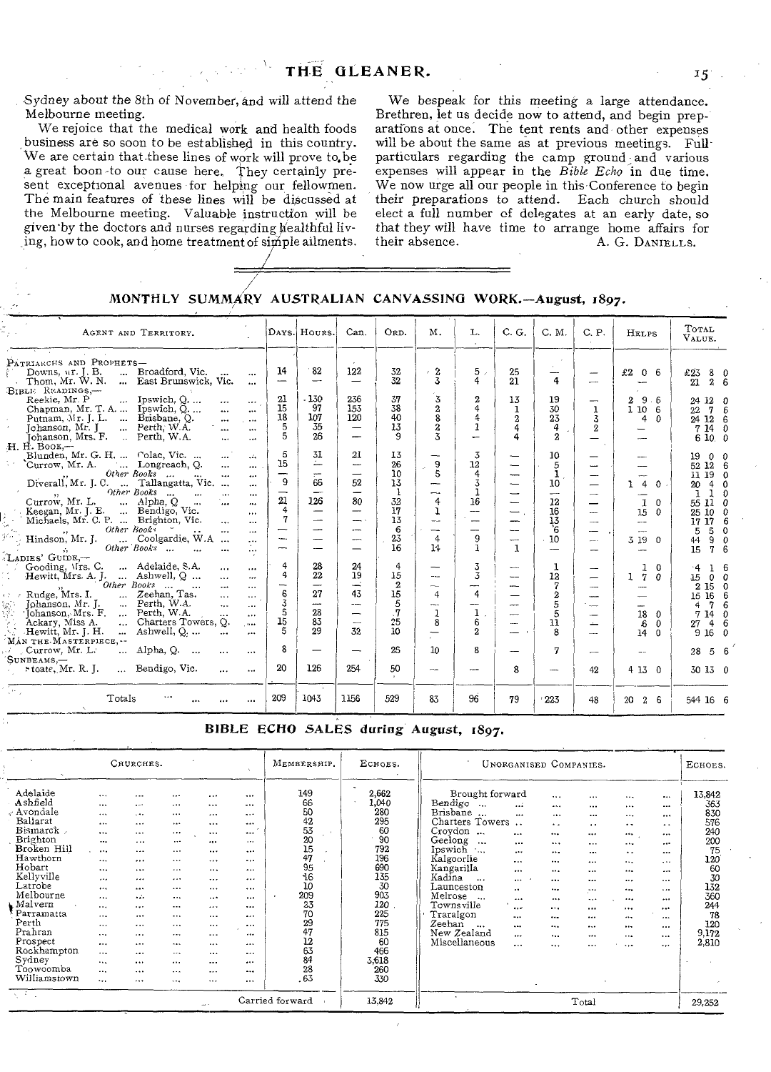Sydney about the 8th of November, and will attend the Melbourne meeting.

We rejoice that the medical work and health foods business are so soon to be established in this country. We are certain that these lines of work will prove to be a great boon to our cause here. They certainly present exceptional avenues for helping our fellowmen. The main features of these lines will be discussed at the Melbourne meeting. Valuable instruction will be given by the doctors and nurses regarding healthful living, how to cook, and home treatment of simple ailments.

We bespeak for this meeting a large attendance. Brethren, let us decide now to attend, and begin preparations at once. The tent rents and other expenses will be about the same as at previous meetings. Full particulars regarding the camp ground and various expenses will appear in the *Bible Echo* in due time. We now urge all our people in this Conference to begin their preparations to attend. Each church should elect a full number of delegates at an early date, so that they will have time to arrange home affairs for their absence.

A. G. DANIELLS.

## MONTHLY SUMMARY AUSTRALIAN CANVASSING WORK.—August, 1897.

| Agent and Territory. | | Days. | Hours. | Can. | Ord. | M. | L. | C. G. | C. M. | C. P. | Helps | Total Value. |
|---|---|---|---|---|---|---|---|---|---|---|---|---|
| PATRIARCHS AND PROPHETS— | | | | | | | | | | | | |
| Downs, Mr. J. B. | Broadford, Vic. | 14 | 82 | 122 | 32 | 2 | 5 | 25 | — | — | £2 0 6 | £23 8 0 |
| Thom, Mr. W. N. | East Brunswick, Vic. | — | — | — | 32 | 3 | 4 | 21 | 4 | — | — | 21 2 6 |
| BIBLE READINGS,— | | | | | | | | | | | | |
| Reekie, Mr. P. | Ipswich, Q. | 21 | 130 | 236 | 37 | 3 | 2 | 13 | 19 | — | 2 9 6 | 24 12 0 |
| Chapman, Mr. T. A. | Ipswich, Q. | 15 | 97 | 153 | 38 | 2 | 4 | 1 | 30 | 1 | 1 10 6 | 22 7 6 |
| Putnam, Mr. J. L. | Brisbane, Q. | 18 | 107 | 120 | 40 | 8 | 4 | 2 | 23 | 3 | 4 0 | 24 12 6 |
| Johanson, Mr. J. | Perth, W.A. | 5 | 35 | — | 13 | 2 | 1 | 4 | 4 | 2 | — | 7 14 0 |
| Johanson, Mrs. F. | Perth, W.A. | 5 | 26 | — | 9 | 3 | — | 4 | 2 | — | — | 6 10 0 |
| H. H. BOOK,— | | | | | | | | | | | | |
| Blunden, Mr. G. H. | Colac, Vic. | 5 | 31 | 21 | 13 | — | 3 | — | 10 | — | — | 19 0 0 |
| Currow, Mr. A. | Longreach, Q. | 15 | — | — | 26 | 9 | 12 | — | 5 | — | — | 52 12 6 |
| " | Other Books | — | — | — | 10 | 5 | 4 | — | 1 | — | — | 11 19 0 |
| Diverall, Mr. J. C. | Tallangatta, Vic. | 9 | 66 | 52 | 13 | — | 3 | — | 10 | — | 1 4 0 | 20 4 0 |
| " | Other Books | — | — | — | 1 | — | 1 | — | — | — | — | 1 1 0 |
| Currow, Mr. L. | Alpha, Q. | 21 | 126 | 80 | 32 | 4 | 16 | — | 12 | — | 1 0 | 55 11 0 |
| Keegan, Mr. J. E. | Bendigo, Vic. | 4 | — | — | 17 | 1 | — | — | 16 | — | 15 0 | 25 10 0 |
| Michaels, Mr. C. P. | Brighton, Vic. | 7 | — | — | 13 | — | — | — | 13 | — | — | 17 17 6 |
| " | Other Books | — | — | — | 6 | — | — | — | 6 | — | — | 5 5 0 |
| Hindson, Mr. J. | Coolgardie, W.A. | — | — | — | 23 | 4 | 9 | — | 10 | — | 3 19 0 | 44 9 0 |
| " | Other Books | — | — | — | 16 | 14 | 1 | 1 | — | — | — | 15 7 6 |
| LADIES' GUIDE,— | | | | | | | | | | | | |
| Gooding, Mrs. C. | Adelaide, S.A. | 4 | 28 | 24 | 4 | — | 3 | — | 1 | — | 1 0 | 4 1 6 |
| Hewitt, Mrs. A. J. | Ashwell, Q. | 4 | 22 | 19 | 15 | — | 3 | — | 12 | — | 1 7 0 | 15 0 0 |
| " | Other Books | — | — | — | 2 | — | — | — | 7 | — | — | 2 15 0 |
| Rudge, Mrs. I. | Zeehan, Tas. | 6 | 27 | 43 | 15 | 4 | 4 | — | 2 | — | — | 15 16 6 |
| Johanson, Mr. J. | Perth, W.A. | 3 | — | — | 5 | — | — | — | 5 | — | — | 4 7 6 |
| Johanson, Mrs. F. | Perth, W.A. | 5 | 28 | — | 7 | 1 | 1 | — | 5 | — | 18 0 | 7 14 0 |
| Ackary, Miss A. | Charters Towers, Q. | 15 | 83 | — | 25 | 8 | 6 | — | 11 | — | 6 0 | 27 4 6 |
| Hewitt, Mr. J. H. | Ashwell, Q. | 5 | 29 | 32 | 10 | — | 2 | — | 8 | — | 14 0 | 9 16 0 |
| MAN THE MASTERPIECE,— | | | | | | | | | | | | |
| Currow, Mr. L. | Alpha, Q. | 8 | — | — | 25 | 10 | 8 | — | 7 | — | — | 28 5 6 |
| SUNBEAMS,— | | | | | | | | | | | | |
| Stoate, Mr. R. J. | Bendigo, Vic. | 20 | 126 | 254 | 50 | — | — | 8 | — | 42 | 4 13 0 | 30 13 0 |
| Totals | | 209 | 1043 | 1156 | 529 | 83 | 96 | 79 | 223 | 48 | 20 2 6 | 544 16 6 |

## BIBLE ECHO SALES during August, 1897.

| Churches. | Membership. | Echoes. | Unorganised Companies. | Echoes. |
|---|---|---|---|---|
| Adelaide | 149 | 2,662 | Brought forward | 13,842 |
| Ashfield | 66 | 1,040 | Bendigo | 363 |
| Avondale | 50 | 280 | Brisbane | 830 |
| Ballarat | 42 | 295 | Charters Towers | 576 |
| Bismarck | 53 | 60 | Croydon | 240 |
| Brighton | 20 | 90 | Geelong | 200 |
| Broken Hill | 15 | 792 | Ipswich | 75 |
| Hawthorn | 47 | 196 | Kalgoorlie | 120 |
| Hobart | 95 | 690 | Kangarilla | 60 |
| Kellyville | 16 | 135 | Kadina | 30 |
| Latrobe | 10 | 30 | Launceston | 132 |
| Melbourne | 209 | 903 | Melrose | 360 |
| Malvern | 23 | 120 | Townsville | 244 |
| Parramatta | 70 | 225 | Traralgon | 78 |
| Perth | 29 | 775 | Zeehan | 120 |
| Prahran | 47 | 815 | New Zealand | 9,172 |
| Prospect | 12 | 60 | Miscellaneous | 2,810 |
| Rockhampton | 63 | 466 | | |
| Sydney | 84 | 3,618 | | |
| Toowoomba | 28 | 260 | | |
| Williamstown | 63 | 330 | | |
| Carried forward | | 13,842 | Total | 29,252 |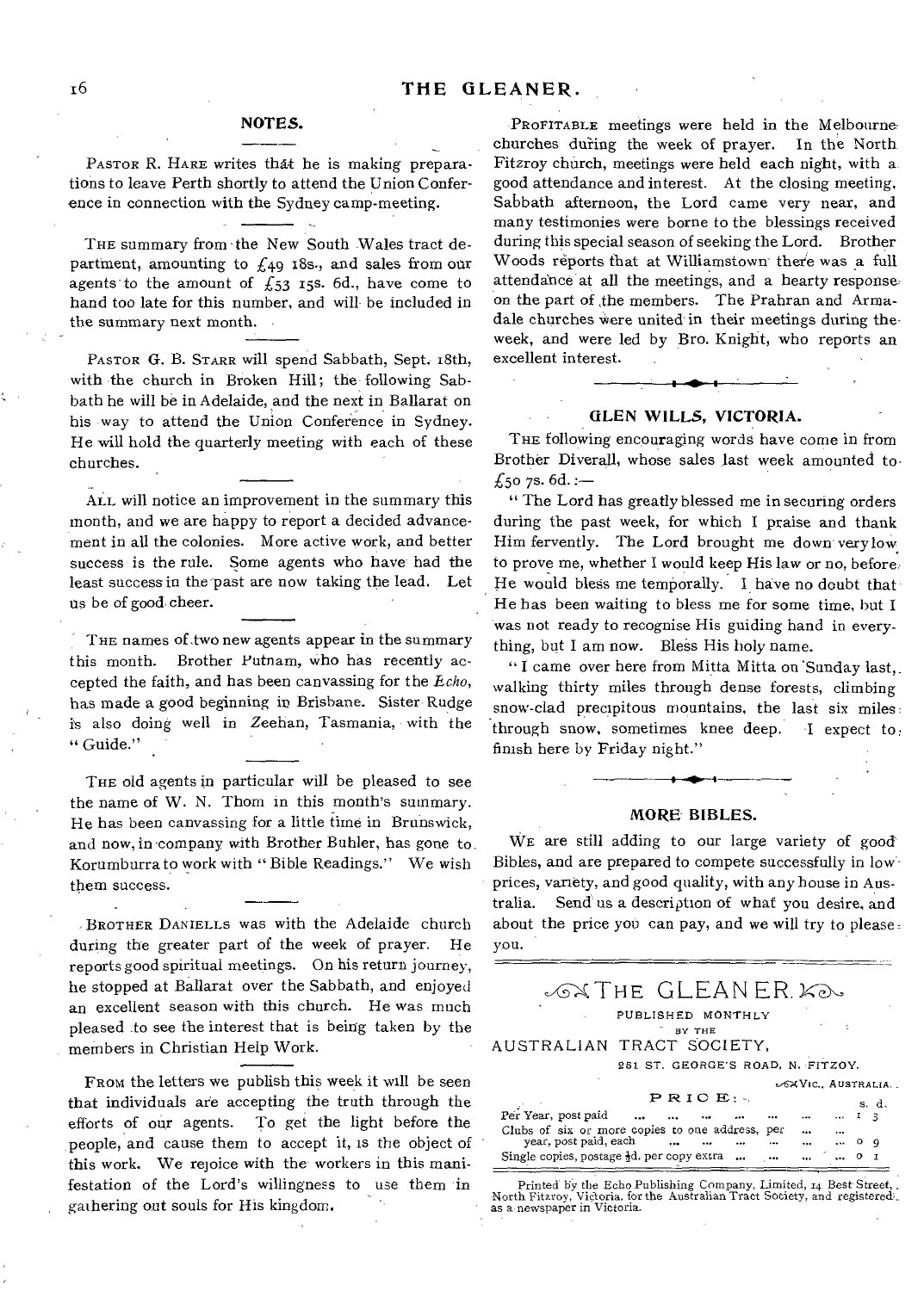## NOTES.

PASTOR R. HARE writes that he is making preparations to leave Perth shortly to attend the Union Conference in connection with the Sydney camp-meeting.

THE summary from the New South Wales tract department, amounting to £49 18s., and sales from our agents to the amount of £53 15s. 6d., have come to hand too late for this number, and will be included in the summary next month.

PASTOR G. B. STARR will spend Sabbath, Sept. 18th, with the church in Broken Hill; the following Sabbath he will be in Adelaide, and the next in Ballarat on his way to attend the Union Conference in Sydney. He will hold the quarterly meeting with each of these churches.

ALL will notice an improvement in the summary this month, and we are happy to report a decided advancement in all the colonies. More active work, and better success is the rule. Some agents who have had the least success in the past are now taking the lead. Let us be of good cheer.

THE names of two new agents appear in the summary this month. Brother Putnam, who has recently accepted the faith, and has been canvassing for the *Echo*, has made a good beginning in Brisbane. Sister Rudge is also doing well in Zeehan, Tasmania, with the "Guide."

THE old agents in particular will be pleased to see the name of W. N. Thom in this month's summary. He has been canvassing for a little time in Brunswick, and now, in company with Brother Buhler, has gone to Korumburra to work with "Bible Readings." We wish them success.

BROTHER DANIELLS was with the Adelaide church during the greater part of the week of prayer. He reports good spiritual meetings. On his return journey, he stopped at Ballarat over the Sabbath, and enjoyed an excellent season with this church. He was much pleased to see the interest that is being taken by the members in Christian Help Work.

FROM the letters we publish this week it will be seen that individuals are accepting the truth through the efforts of our agents. To get the light before the people, and cause them to accept it, is the object of this work. We rejoice with the workers in this manifestation of the Lord's willingness to use them in gathering out souls for His kingdom.

PROFITABLE meetings were held in the Melbourne churches during the week of prayer. In the North Fitzroy church, meetings were held each night, with a good attendance and interest. At the closing meeting, Sabbath afternoon, the Lord came very near, and many testimonies were borne to the blessings received during this special season of seeking the Lord. Brother Woods reports that at Williamstown there was a full attendance at all the meetings, and a hearty response on the part of the members. The Prahran and Armadale churches were united in their meetings during the week, and were led by Bro. Knight, who reports an excellent interest.

## GLEN WILLS, VICTORIA.

THE following encouraging words have come in from Brother Diverall, whose sales last week amounted to £50 7s. 6d.:—

"The Lord has greatly blessed me in securing orders during the past week, for which I praise and thank Him fervently. The Lord brought me down very low to prove me, whether I would keep His law or no, before He would bless me temporally. I have no doubt that He has been waiting to bless me for some time, but I was not ready to recognise His guiding hand in everything, but I am now. Bless His holy name.

"I came over here from Mitta Mitta on Sunday last, walking thirty miles through dense forests, climbing snow-clad precipitous mountains, the last six miles through snow, sometimes knee deep. I expect to finish here by Friday night."

## MORE BIBLES.

WE are still adding to our large variety of good Bibles, and are prepared to compete successfully in low prices, variety, and good quality, with any house in Australia. Send us a description of what you desire, and about the price you can pay, and we will try to please you.

## THE GLEANER.

PUBLISHED MONTHLY
BY THE
AUSTRALIAN TRACT SOCIETY,
251 ST. GEORGE'S ROAD, N. FITZOY.
VIC., AUSTRALIA.

PRICE:

| | s. | d. |
|---|---|---|
| Per Year, post paid ... | 1 | 3 |
| Clubs of six or more copies to one address, per year, post paid, each ... | 0 | 9 |
| Single copies, postage ½d. per copy extra ... | 0 | 1 |

Printed by the Echo Publishing Company, Limited, 14 Best Street, North Fitzroy, Victoria, for the Australian Tract Society, and registered as a newspaper in Victoria.